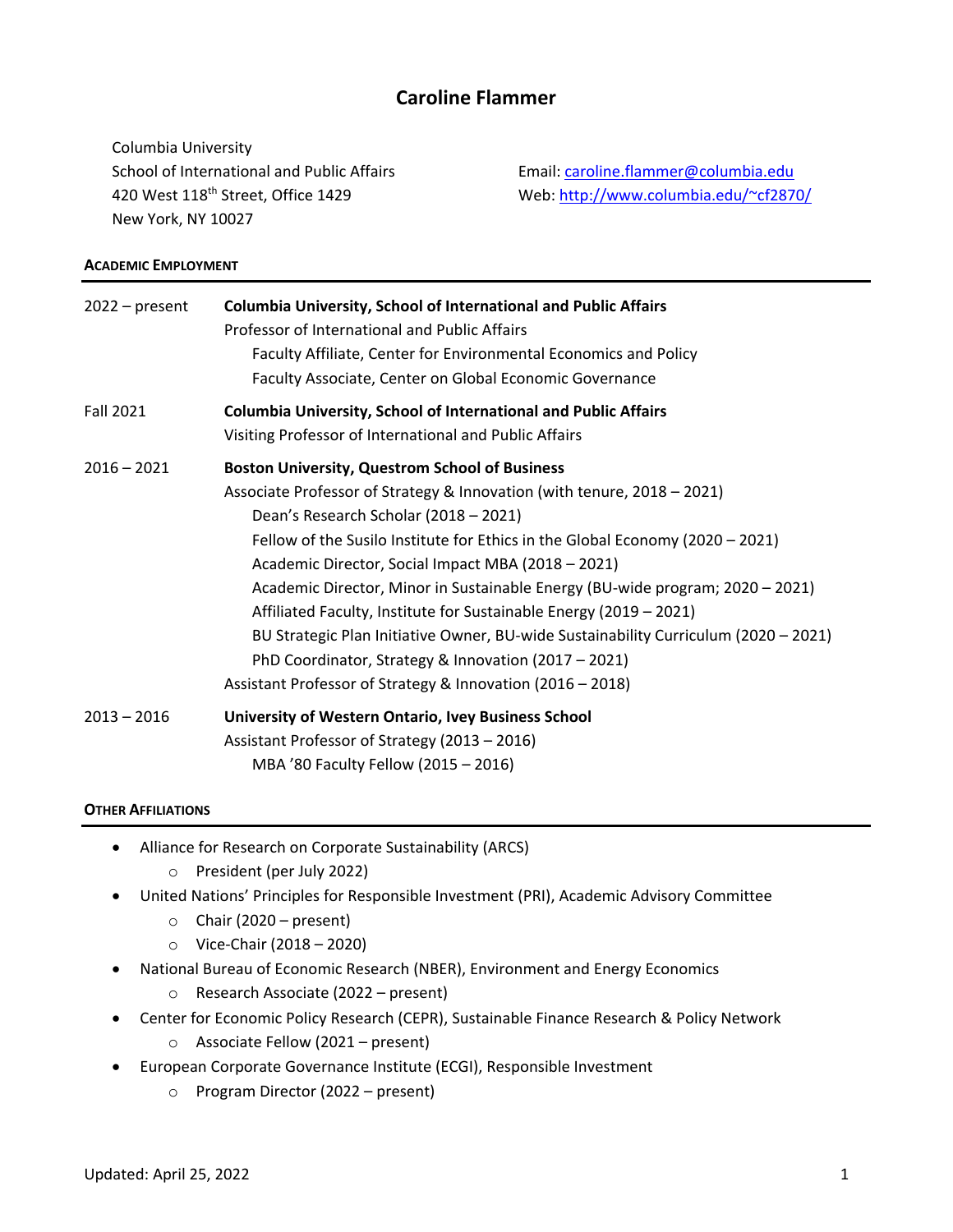# Caroline Flammer

Columbia University
School of International and Public Affairs
420 West 118th Street, Office 1429
New York, NY 10027

Email: caroline.flammer@columbia.edu
Web: http://www.columbia.edu/~cf2870/

## ACADEMIC EMPLOYMENT

2022 – present **Columbia University, School of International and Public Affairs**
Professor of International and Public Affairs
- Faculty Affiliate, Center for Environmental Economics and Policy
- Faculty Associate, Center on Global Economic Governance

Fall 2021 **Columbia University, School of International and Public Affairs**
Visiting Professor of International and Public Affairs

2016 – 2021 **Boston University, Questrom School of Business**
Associate Professor of Strategy & Innovation (with tenure, 2018 – 2021)
- Dean's Research Scholar (2018 – 2021)
- Fellow of the Susilo Institute for Ethics in the Global Economy (2020 – 2021)
- Academic Director, Social Impact MBA (2018 – 2021)
- Academic Director, Minor in Sustainable Energy (BU-wide program; 2020 – 2021)
- Affiliated Faculty, Institute for Sustainable Energy (2019 – 2021)
- BU Strategic Plan Initiative Owner, BU-wide Sustainability Curriculum (2020 – 2021)
- PhD Coordinator, Strategy & Innovation (2017 – 2021)

Assistant Professor of Strategy & Innovation (2016 – 2018)

2013 – 2016 **University of Western Ontario, Ivey Business School**
Assistant Professor of Strategy (2013 – 2016)
- MBA '80 Faculty Fellow (2015 – 2016)

## OTHER AFFILIATIONS

- Alliance for Research on Corporate Sustainability (ARCS)
  - President (per July 2022)
- United Nations' Principles for Responsible Investment (PRI), Academic Advisory Committee
  - Chair (2020 – present)
  - Vice-Chair (2018 – 2020)
- National Bureau of Economic Research (NBER), Environment and Energy Economics
  - Research Associate (2022 – present)
- Center for Economic Policy Research (CEPR), Sustainable Finance Research & Policy Network
  - Associate Fellow (2021 – present)
- European Corporate Governance Institute (ECGI), Responsible Investment
  - Program Director (2022 – present)

Updated: April 25, 2022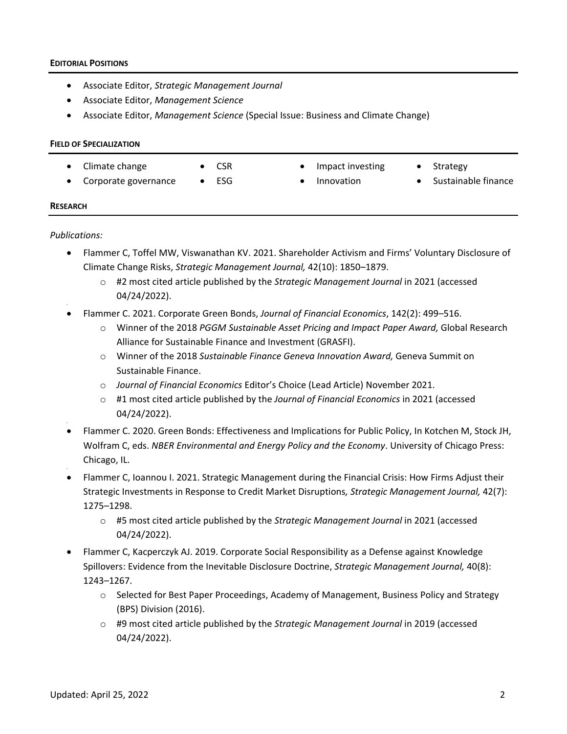## EDITORIAL POSITIONS

- Associate Editor, *Strategic Management Journal*
- Associate Editor, *Management Science*
- Associate Editor, *Management Science* (Special Issue: Business and Climate Change)

## FIELD OF SPECIALIZATION

- Climate change
- Corporate governance
- CSR
- ESG
- Impact investing
- Innovation
- Strategy
- Sustainable finance

## RESEARCH

*Publications:*

- Flammer C, Toffel MW, Viswanathan KV. 2021. Shareholder Activism and Firms' Voluntary Disclosure of Climate Change Risks, *Strategic Management Journal,* 42(10): 1850–1879.
  - #2 most cited article published by the *Strategic Management Journal* in 2021 (accessed 04/24/2022).
- Flammer C. 2021. Corporate Green Bonds, *Journal of Financial Economics*, 142(2): 499–516.
  - Winner of the 2018 *PGGM Sustainable Asset Pricing and Impact Paper Award,* Global Research Alliance for Sustainable Finance and Investment (GRASFI).
  - Winner of the 2018 *Sustainable Finance Geneva Innovation Award,* Geneva Summit on Sustainable Finance.
  - *Journal of Financial Economics* Editor's Choice (Lead Article) November 2021.
  - #1 most cited article published by the *Journal of Financial Economics* in 2021 (accessed 04/24/2022).
- Flammer C. 2020. Green Bonds: Effectiveness and Implications for Public Policy, In Kotchen M, Stock JH, Wolfram C, eds. *NBER Environmental and Energy Policy and the Economy*. University of Chicago Press: Chicago, IL.
- Flammer C, Ioannou I. 2021. Strategic Management during the Financial Crisis: How Firms Adjust their Strategic Investments in Response to Credit Market Disruptions*, Strategic Management Journal,* 42(7): 1275–1298.
  - #5 most cited article published by the *Strategic Management Journal* in 2021 (accessed 04/24/2022).
- Flammer C, Kacperczyk AJ. 2019. Corporate Social Responsibility as a Defense against Knowledge Spillovers: Evidence from the Inevitable Disclosure Doctrine, *Strategic Management Journal,* 40(8): 1243–1267.
  - Selected for Best Paper Proceedings, Academy of Management, Business Policy and Strategy (BPS) Division (2016).
  - #9 most cited article published by the *Strategic Management Journal* in 2019 (accessed 04/24/2022).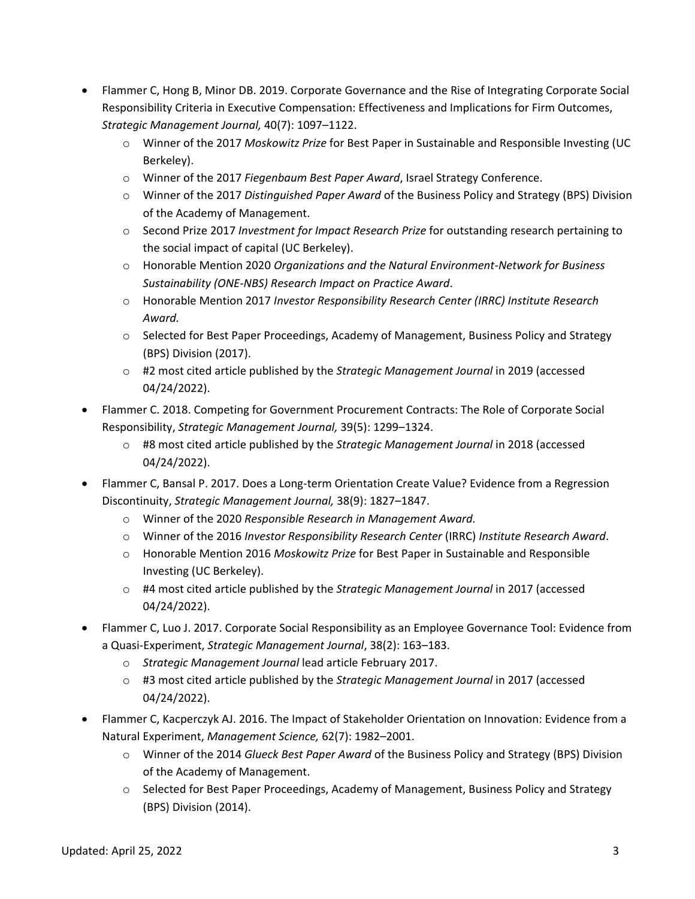- Flammer C, Hong B, Minor DB. 2019. Corporate Governance and the Rise of Integrating Corporate Social Responsibility Criteria in Executive Compensation: Effectiveness and Implications for Firm Outcomes, *Strategic Management Journal,* 40(7): 1097–1122.
    - Winner of the 2017 *Moskowitz Prize* for Best Paper in Sustainable and Responsible Investing (UC Berkeley).
    - Winner of the 2017 *Fiegenbaum Best Paper Award*, Israel Strategy Conference.
    - Winner of the 2017 *Distinguished Paper Award* of the Business Policy and Strategy (BPS) Division of the Academy of Management.
    - Second Prize 2017 *Investment for Impact Research Prize* for outstanding research pertaining to the social impact of capital (UC Berkeley).
    - Honorable Mention 2020 *Organizations and the Natural Environment-Network for Business Sustainability (ONE-NBS) Research Impact on Practice Award*.
    - Honorable Mention 2017 *Investor Responsibility Research Center (IRRC) Institute Research Award.*
    - Selected for Best Paper Proceedings, Academy of Management, Business Policy and Strategy (BPS) Division (2017).
    - #2 most cited article published by the *Strategic Management Journal* in 2019 (accessed 04/24/2022).
- Flammer C. 2018. Competing for Government Procurement Contracts: The Role of Corporate Social Responsibility, *Strategic Management Journal,* 39(5): 1299–1324.
    - #8 most cited article published by the *Strategic Management Journal* in 2018 (accessed 04/24/2022).
- Flammer C, Bansal P. 2017. Does a Long-term Orientation Create Value? Evidence from a Regression Discontinuity, *Strategic Management Journal,* 38(9): 1827–1847.
    - Winner of the 2020 *Responsible Research in Management Award.*
    - Winner of the 2016 *Investor Responsibility Research Center* (IRRC) *Institute Research Award*.
    - Honorable Mention 2016 *Moskowitz Prize* for Best Paper in Sustainable and Responsible Investing (UC Berkeley).
    - #4 most cited article published by the *Strategic Management Journal* in 2017 (accessed 04/24/2022).
- Flammer C, Luo J. 2017. Corporate Social Responsibility as an Employee Governance Tool: Evidence from a Quasi-Experiment, *Strategic Management Journal*, 38(2): 163–183.
    - *Strategic Management Journal* lead article February 2017.
    - #3 most cited article published by the *Strategic Management Journal* in 2017 (accessed 04/24/2022).
- Flammer C, Kacperczyk AJ. 2016. The Impact of Stakeholder Orientation on Innovation: Evidence from a Natural Experiment, *Management Science,* 62(7): 1982–2001.
    - Winner of the 2014 *Glueck Best Paper Award* of the Business Policy and Strategy (BPS) Division of the Academy of Management.
    - Selected for Best Paper Proceedings, Academy of Management, Business Policy and Strategy (BPS) Division (2014).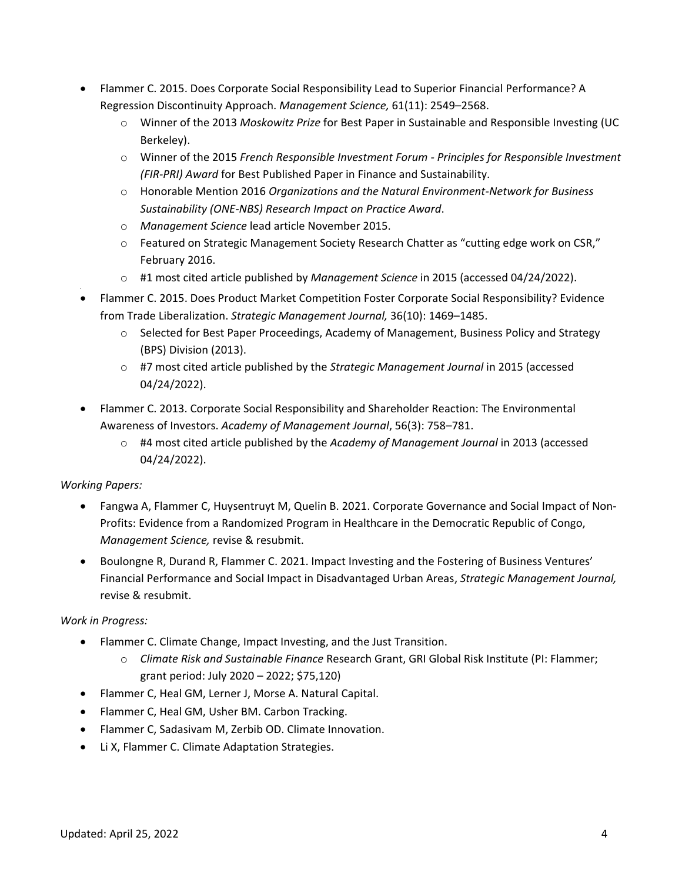- Flammer C. 2015. Does Corporate Social Responsibility Lead to Superior Financial Performance? A Regression Discontinuity Approach. *Management Science,* 61(11): 2549–2568.
    - Winner of the 2013 *Moskowitz Prize* for Best Paper in Sustainable and Responsible Investing (UC Berkeley).
    - Winner of the 2015 *French Responsible Investment Forum - Principles for Responsible Investment (FIR-PRI) Award* for Best Published Paper in Finance and Sustainability.
    - Honorable Mention 2016 *Organizations and the Natural Environment-Network for Business Sustainability (ONE-NBS) Research Impact on Practice Award*.
    - *Management Science* lead article November 2015.
    - Featured on Strategic Management Society Research Chatter as "cutting edge work on CSR," February 2016.
    - #1 most cited article published by *Management Science* in 2015 (accessed 04/24/2022).
- Flammer C. 2015. Does Product Market Competition Foster Corporate Social Responsibility? Evidence from Trade Liberalization. *Strategic Management Journal,* 36(10): 1469–1485.
    - Selected for Best Paper Proceedings, Academy of Management, Business Policy and Strategy (BPS) Division (2013).
    - #7 most cited article published by the *Strategic Management Journal* in 2015 (accessed 04/24/2022).
- Flammer C. 2013. Corporate Social Responsibility and Shareholder Reaction: The Environmental Awareness of Investors. *Academy of Management Journal*, 56(3): 758–781.
    - #4 most cited article published by the *Academy of Management Journal* in 2013 (accessed 04/24/2022).

*Working Papers:*

- Fangwa A, Flammer C, Huysentruyt M, Quelin B. 2021. Corporate Governance and Social Impact of Non-Profits: Evidence from a Randomized Program in Healthcare in the Democratic Republic of Congo, *Management Science,* revise & resubmit.
- Boulongne R, Durand R, Flammer C. 2021. Impact Investing and the Fostering of Business Ventures' Financial Performance and Social Impact in Disadvantaged Urban Areas, *Strategic Management Journal,* revise & resubmit.

*Work in Progress:*

- Flammer C. Climate Change, Impact Investing, and the Just Transition.
    - *Climate Risk and Sustainable Finance* Research Grant, GRI Global Risk Institute (PI: Flammer; grant period: July 2020 – 2022; $75,120)
- Flammer C, Heal GM, Lerner J, Morse A. Natural Capital.
- Flammer C, Heal GM, Usher BM. Carbon Tracking.
- Flammer C, Sadasivam M, Zerbib OD. Climate Innovation.
- Li X, Flammer C. Climate Adaptation Strategies.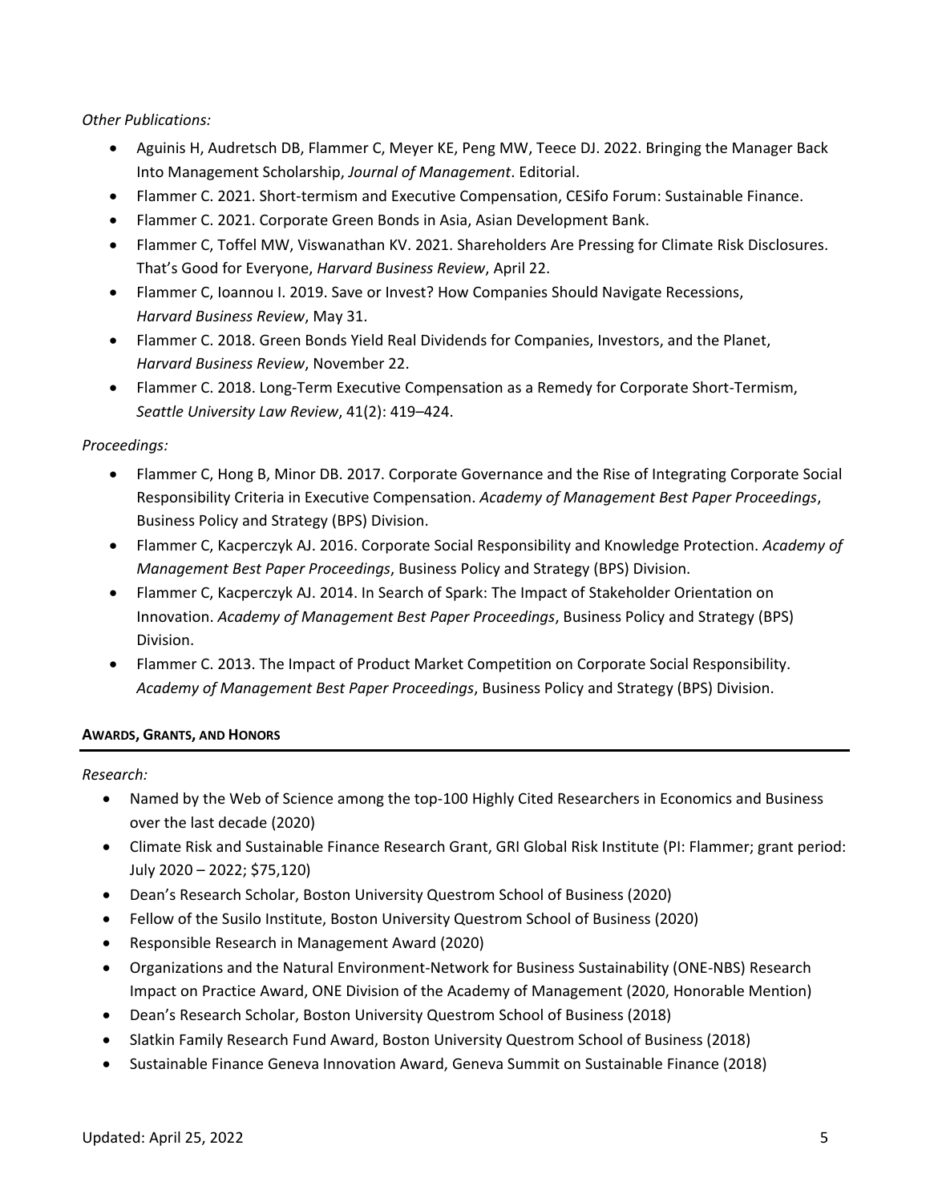*Other Publications:*

- Aguinis H, Audretsch DB, Flammer C, Meyer KE, Peng MW, Teece DJ. 2022. Bringing the Manager Back Into Management Scholarship, *Journal of Management*. Editorial.
- Flammer C. 2021. Short-termism and Executive Compensation, CESifo Forum: Sustainable Finance.
- Flammer C. 2021. Corporate Green Bonds in Asia, Asian Development Bank.
- Flammer C, Toffel MW, Viswanathan KV. 2021. Shareholders Are Pressing for Climate Risk Disclosures. That's Good for Everyone, *Harvard Business Review*, April 22.
- Flammer C, Ioannou I. 2019. Save or Invest? How Companies Should Navigate Recessions, *Harvard Business Review*, May 31.
- Flammer C. 2018. Green Bonds Yield Real Dividends for Companies, Investors, and the Planet, *Harvard Business Review*, November 22.
- Flammer C. 2018. Long-Term Executive Compensation as a Remedy for Corporate Short-Termism, *Seattle University Law Review*, 41(2): 419–424.

*Proceedings:*

- Flammer C, Hong B, Minor DB. 2017. Corporate Governance and the Rise of Integrating Corporate Social Responsibility Criteria in Executive Compensation. *Academy of Management Best Paper Proceedings*, Business Policy and Strategy (BPS) Division.
- Flammer C, Kacperczyk AJ. 2016. Corporate Social Responsibility and Knowledge Protection. *Academy of Management Best Paper Proceedings*, Business Policy and Strategy (BPS) Division.
- Flammer C, Kacperczyk AJ. 2014. In Search of Spark: The Impact of Stakeholder Orientation on Innovation. *Academy of Management Best Paper Proceedings*, Business Policy and Strategy (BPS) Division.
- Flammer C. 2013. The Impact of Product Market Competition on Corporate Social Responsibility. *Academy of Management Best Paper Proceedings*, Business Policy and Strategy (BPS) Division.

## AWARDS, GRANTS, AND HONORS

*Research:*

- Named by the Web of Science among the top-100 Highly Cited Researchers in Economics and Business over the last decade (2020)
- Climate Risk and Sustainable Finance Research Grant, GRI Global Risk Institute (PI: Flammer; grant period: July 2020 – 2022; $75,120)
- Dean's Research Scholar, Boston University Questrom School of Business (2020)
- Fellow of the Susilo Institute, Boston University Questrom School of Business (2020)
- Responsible Research in Management Award (2020)
- Organizations and the Natural Environment-Network for Business Sustainability (ONE-NBS) Research Impact on Practice Award, ONE Division of the Academy of Management (2020, Honorable Mention)
- Dean's Research Scholar, Boston University Questrom School of Business (2018)
- Slatkin Family Research Fund Award, Boston University Questrom School of Business (2018)
- Sustainable Finance Geneva Innovation Award, Geneva Summit on Sustainable Finance (2018)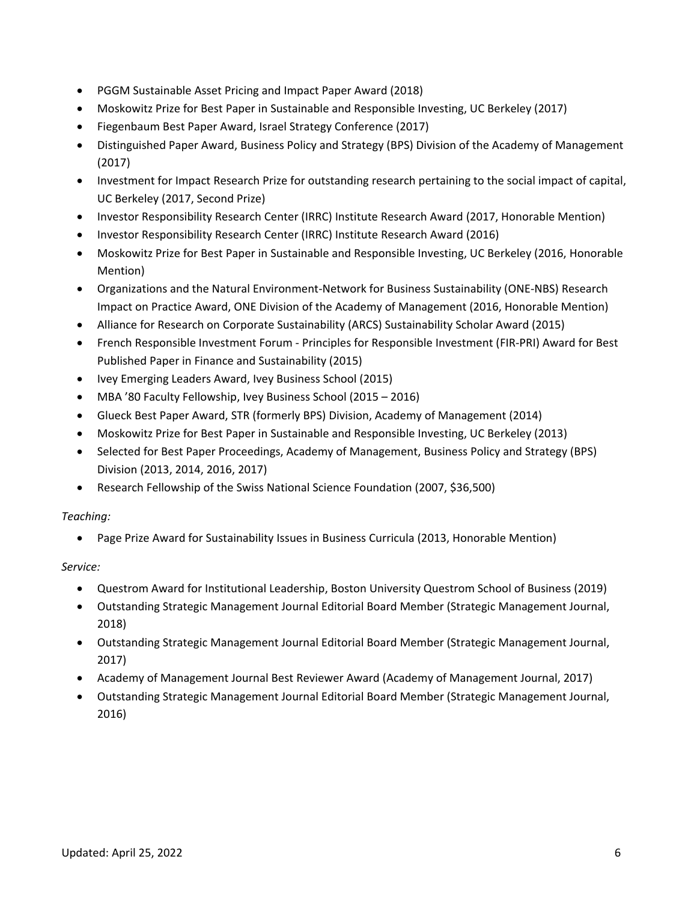- PGGM Sustainable Asset Pricing and Impact Paper Award (2018)
- Moskowitz Prize for Best Paper in Sustainable and Responsible Investing, UC Berkeley (2017)
- Fiegenbaum Best Paper Award, Israel Strategy Conference (2017)
- Distinguished Paper Award, Business Policy and Strategy (BPS) Division of the Academy of Management (2017)
- Investment for Impact Research Prize for outstanding research pertaining to the social impact of capital, UC Berkeley (2017, Second Prize)
- Investor Responsibility Research Center (IRRC) Institute Research Award (2017, Honorable Mention)
- Investor Responsibility Research Center (IRRC) Institute Research Award (2016)
- Moskowitz Prize for Best Paper in Sustainable and Responsible Investing, UC Berkeley (2016, Honorable Mention)
- Organizations and the Natural Environment-Network for Business Sustainability (ONE-NBS) Research Impact on Practice Award, ONE Division of the Academy of Management (2016, Honorable Mention)
- Alliance for Research on Corporate Sustainability (ARCS) Sustainability Scholar Award (2015)
- French Responsible Investment Forum - Principles for Responsible Investment (FIR-PRI) Award for Best Published Paper in Finance and Sustainability (2015)
- Ivey Emerging Leaders Award, Ivey Business School (2015)
- MBA '80 Faculty Fellowship, Ivey Business School (2015 – 2016)
- Glueck Best Paper Award, STR (formerly BPS) Division, Academy of Management (2014)
- Moskowitz Prize for Best Paper in Sustainable and Responsible Investing, UC Berkeley (2013)
- Selected for Best Paper Proceedings, Academy of Management, Business Policy and Strategy (BPS) Division (2013, 2014, 2016, 2017)
- Research Fellowship of the Swiss National Science Foundation (2007, $36,500)

*Teaching:*

- Page Prize Award for Sustainability Issues in Business Curricula (2013, Honorable Mention)

*Service:*

- Questrom Award for Institutional Leadership, Boston University Questrom School of Business (2019)
- Outstanding Strategic Management Journal Editorial Board Member (Strategic Management Journal, 2018)
- Outstanding Strategic Management Journal Editorial Board Member (Strategic Management Journal, 2017)
- Academy of Management Journal Best Reviewer Award (Academy of Management Journal, 2017)
- Outstanding Strategic Management Journal Editorial Board Member (Strategic Management Journal, 2016)

Updated: April 25, 2022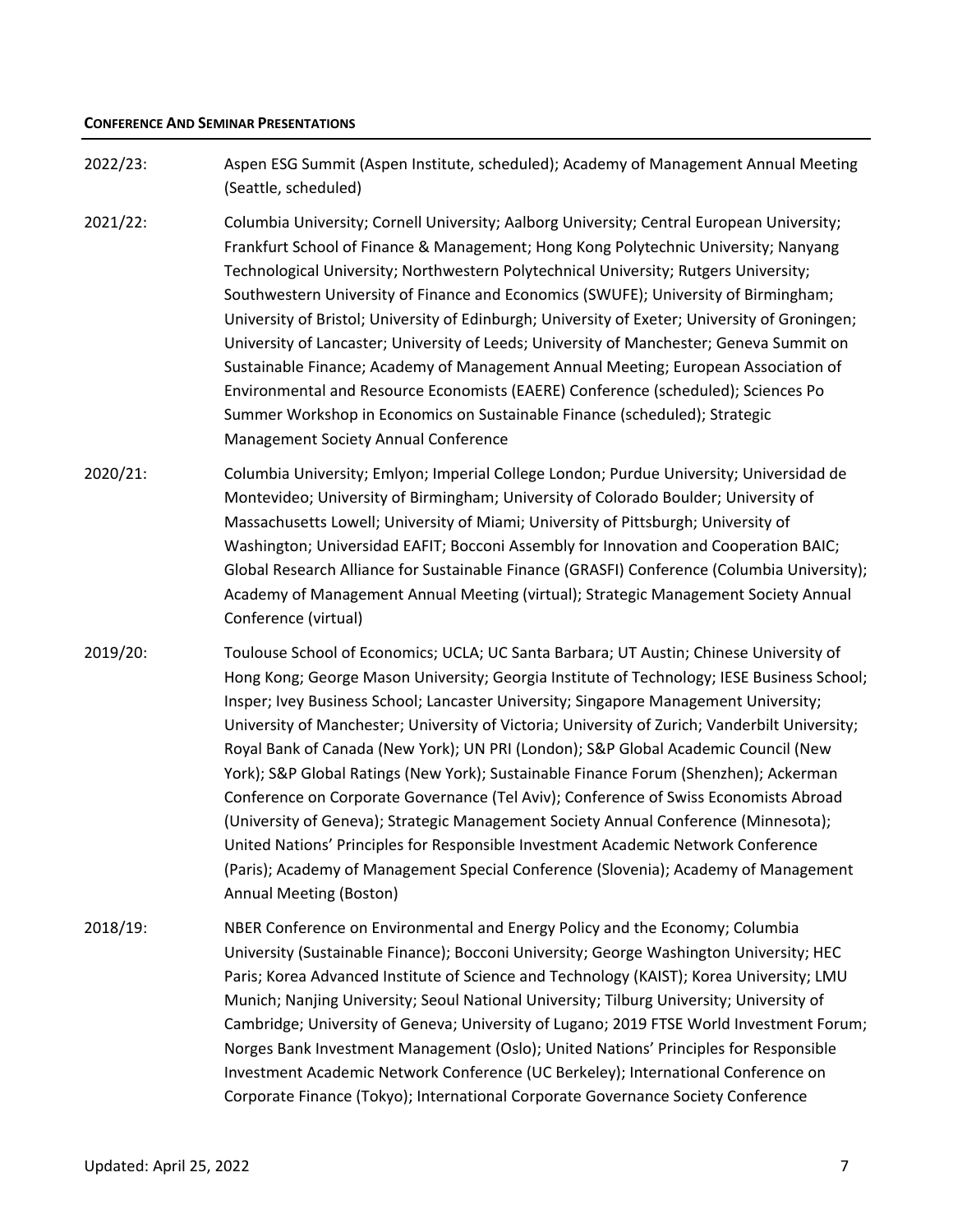#### **Conference And Seminar Presentations**

2022/23: Aspen ESG Summit (Aspen Institute, scheduled); Academy of Management Annual Meeting (Seattle, scheduled)

2021/22: Columbia University; Cornell University; Aalborg University; Central European University; Frankfurt School of Finance & Management; Hong Kong Polytechnic University; Nanyang Technological University; Northwestern Polytechnical University; Rutgers University; Southwestern University of Finance and Economics (SWUFE); University of Birmingham; University of Bristol; University of Edinburgh; University of Exeter; University of Groningen; University of Lancaster; University of Leeds; University of Manchester; Geneva Summit on Sustainable Finance; Academy of Management Annual Meeting; European Association of Environmental and Resource Economists (EAERE) Conference (scheduled); Sciences Po Summer Workshop in Economics on Sustainable Finance (scheduled); Strategic Management Society Annual Conference

2020/21: Columbia University; Emlyon; Imperial College London; Purdue University; Universidad de Montevideo; University of Birmingham; University of Colorado Boulder; University of Massachusetts Lowell; University of Miami; University of Pittsburgh; University of Washington; Universidad EAFIT; Bocconi Assembly for Innovation and Cooperation BAIC; Global Research Alliance for Sustainable Finance (GRASFI) Conference (Columbia University); Academy of Management Annual Meeting (virtual); Strategic Management Society Annual Conference (virtual)

2019/20: Toulouse School of Economics; UCLA; UC Santa Barbara; UT Austin; Chinese University of Hong Kong; George Mason University; Georgia Institute of Technology; IESE Business School; Insper; Ivey Business School; Lancaster University; Singapore Management University; University of Manchester; University of Victoria; University of Zurich; Vanderbilt University; Royal Bank of Canada (New York); UN PRI (London); S&P Global Academic Council (New York); S&P Global Ratings (New York); Sustainable Finance Forum (Shenzhen); Ackerman Conference on Corporate Governance (Tel Aviv); Conference of Swiss Economists Abroad (University of Geneva); Strategic Management Society Annual Conference (Minnesota); United Nations' Principles for Responsible Investment Academic Network Conference (Paris); Academy of Management Special Conference (Slovenia); Academy of Management Annual Meeting (Boston)

2018/19: NBER Conference on Environmental and Energy Policy and the Economy; Columbia University (Sustainable Finance); Bocconi University; George Washington University; HEC Paris; Korea Advanced Institute of Science and Technology (KAIST); Korea University; LMU Munich; Nanjing University; Seoul National University; Tilburg University; University of Cambridge; University of Geneva; University of Lugano; 2019 FTSE World Investment Forum; Norges Bank Investment Management (Oslo); United Nations' Principles for Responsible Investment Academic Network Conference (UC Berkeley); International Conference on Corporate Finance (Tokyo); International Corporate Governance Society Conference

Updated: April 25, 2022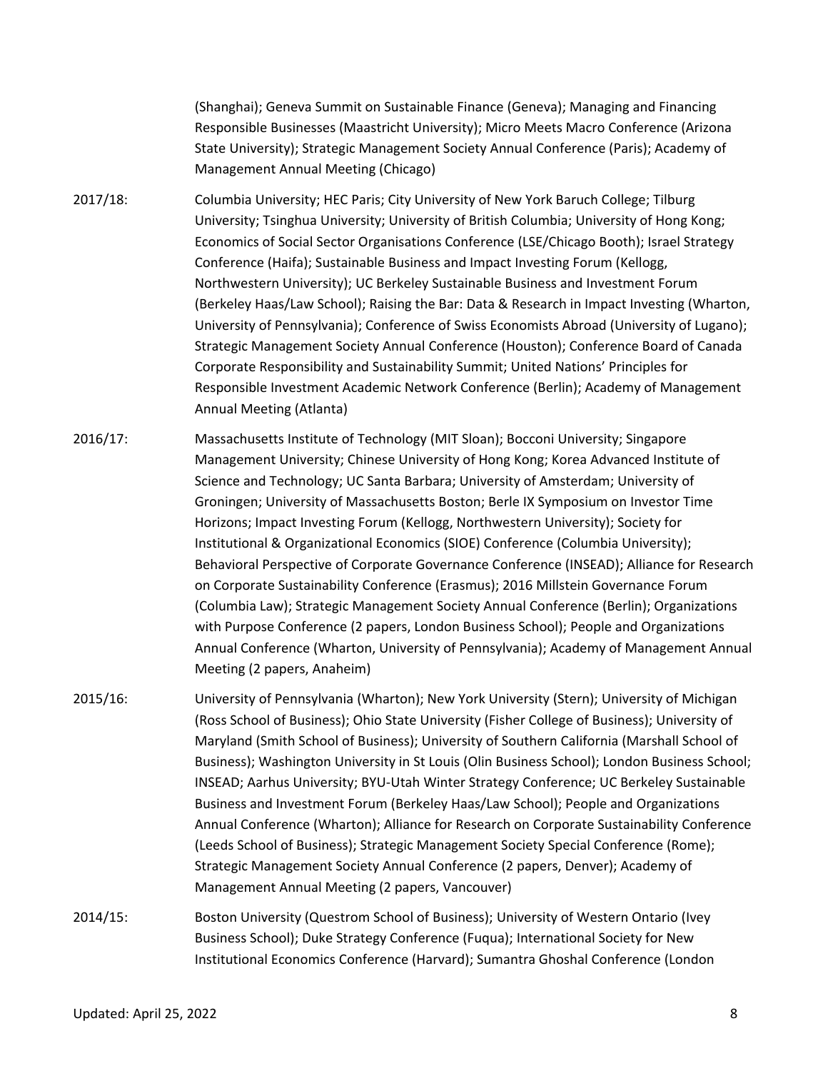(Shanghai); Geneva Summit on Sustainable Finance (Geneva); Managing and Financing Responsible Businesses (Maastricht University); Micro Meets Macro Conference (Arizona State University); Strategic Management Society Annual Conference (Paris); Academy of Management Annual Meeting (Chicago)

2017/18: Columbia University; HEC Paris; City University of New York Baruch College; Tilburg University; Tsinghua University; University of British Columbia; University of Hong Kong; Economics of Social Sector Organisations Conference (LSE/Chicago Booth); Israel Strategy Conference (Haifa); Sustainable Business and Impact Investing Forum (Kellogg, Northwestern University); UC Berkeley Sustainable Business and Investment Forum (Berkeley Haas/Law School); Raising the Bar: Data & Research in Impact Investing (Wharton, University of Pennsylvania); Conference of Swiss Economists Abroad (University of Lugano); Strategic Management Society Annual Conference (Houston); Conference Board of Canada Corporate Responsibility and Sustainability Summit; United Nations' Principles for Responsible Investment Academic Network Conference (Berlin); Academy of Management Annual Meeting (Atlanta)

2016/17: Massachusetts Institute of Technology (MIT Sloan); Bocconi University; Singapore Management University; Chinese University of Hong Kong; Korea Advanced Institute of Science and Technology; UC Santa Barbara; University of Amsterdam; University of Groningen; University of Massachusetts Boston; Berle IX Symposium on Investor Time Horizons; Impact Investing Forum (Kellogg, Northwestern University); Society for Institutional & Organizational Economics (SIOE) Conference (Columbia University); Behavioral Perspective of Corporate Governance Conference (INSEAD); Alliance for Research on Corporate Sustainability Conference (Erasmus); 2016 Millstein Governance Forum (Columbia Law); Strategic Management Society Annual Conference (Berlin); Organizations with Purpose Conference (2 papers, London Business School); People and Organizations Annual Conference (Wharton, University of Pennsylvania); Academy of Management Annual Meeting (2 papers, Anaheim)

2015/16: University of Pennsylvania (Wharton); New York University (Stern); University of Michigan (Ross School of Business); Ohio State University (Fisher College of Business); University of Maryland (Smith School of Business); University of Southern California (Marshall School of Business); Washington University in St Louis (Olin Business School); London Business School; INSEAD; Aarhus University; BYU-Utah Winter Strategy Conference; UC Berkeley Sustainable Business and Investment Forum (Berkeley Haas/Law School); People and Organizations Annual Conference (Wharton); Alliance for Research on Corporate Sustainability Conference (Leeds School of Business); Strategic Management Society Special Conference (Rome); Strategic Management Society Annual Conference (2 papers, Denver); Academy of Management Annual Meeting (2 papers, Vancouver)

2014/15: Boston University (Questrom School of Business); University of Western Ontario (Ivey Business School); Duke Strategy Conference (Fuqua); International Society for New Institutional Economics Conference (Harvard); Sumantra Ghoshal Conference (London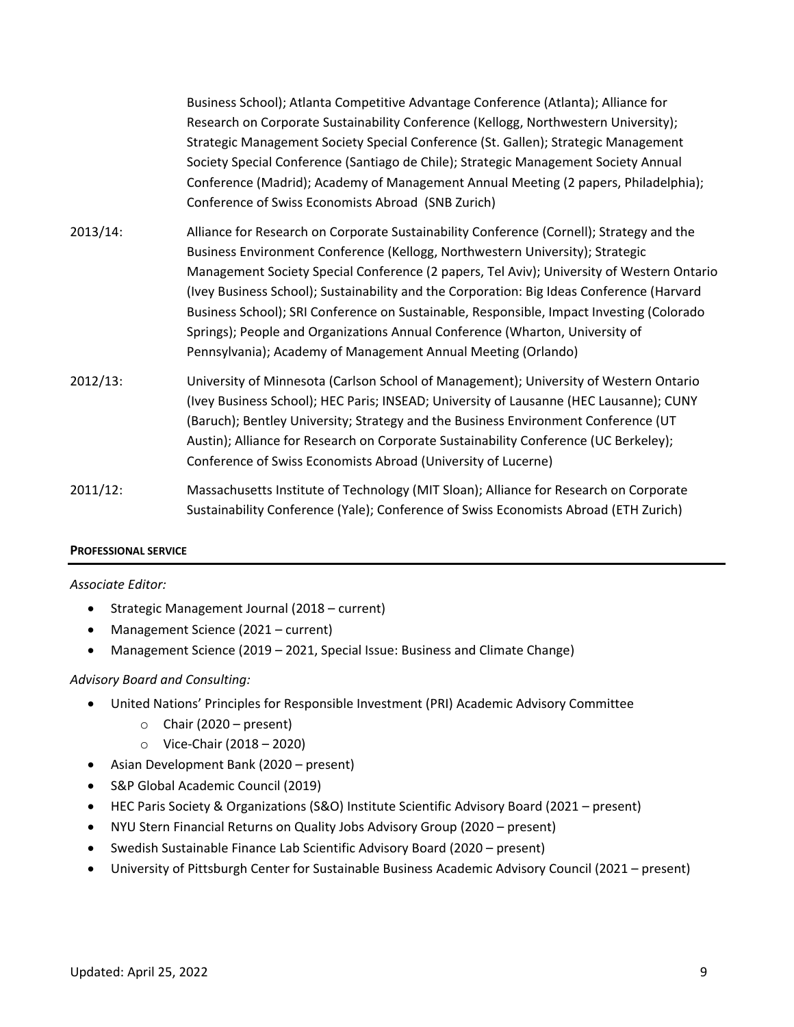Business School); Atlanta Competitive Advantage Conference (Atlanta); Alliance for Research on Corporate Sustainability Conference (Kellogg, Northwestern University); Strategic Management Society Special Conference (St. Gallen); Strategic Management Society Special Conference (Santiago de Chile); Strategic Management Society Annual Conference (Madrid); Academy of Management Annual Meeting (2 papers, Philadelphia); Conference of Swiss Economists Abroad (SNB Zurich)

2013/14: Alliance for Research on Corporate Sustainability Conference (Cornell); Strategy and the Business Environment Conference (Kellogg, Northwestern University); Strategic Management Society Special Conference (2 papers, Tel Aviv); University of Western Ontario (Ivey Business School); Sustainability and the Corporation: Big Ideas Conference (Harvard Business School); SRI Conference on Sustainable, Responsible, Impact Investing (Colorado Springs); People and Organizations Annual Conference (Wharton, University of Pennsylvania); Academy of Management Annual Meeting (Orlando)

2012/13: University of Minnesota (Carlson School of Management); University of Western Ontario (Ivey Business School); HEC Paris; INSEAD; University of Lausanne (HEC Lausanne); CUNY (Baruch); Bentley University; Strategy and the Business Environment Conference (UT Austin); Alliance for Research on Corporate Sustainability Conference (UC Berkeley); Conference of Swiss Economists Abroad (University of Lucerne)

2011/12: Massachusetts Institute of Technology (MIT Sloan); Alliance for Research on Corporate Sustainability Conference (Yale); Conference of Swiss Economists Abroad (ETH Zurich)

## PROFESSIONAL SERVICE

*Associate Editor:*

- Strategic Management Journal (2018 – current)
- Management Science (2021 – current)
- Management Science (2019 – 2021, Special Issue: Business and Climate Change)

*Advisory Board and Consulting:*

- United Nations' Principles for Responsible Investment (PRI) Academic Advisory Committee
  - Chair (2020 – present)
  - Vice-Chair (2018 – 2020)
- Asian Development Bank (2020 – present)
- S&P Global Academic Council (2019)
- HEC Paris Society & Organizations (S&O) Institute Scientific Advisory Board (2021 – present)
- NYU Stern Financial Returns on Quality Jobs Advisory Group (2020 – present)
- Swedish Sustainable Finance Lab Scientific Advisory Board (2020 – present)
- University of Pittsburgh Center for Sustainable Business Academic Advisory Council (2021 – present)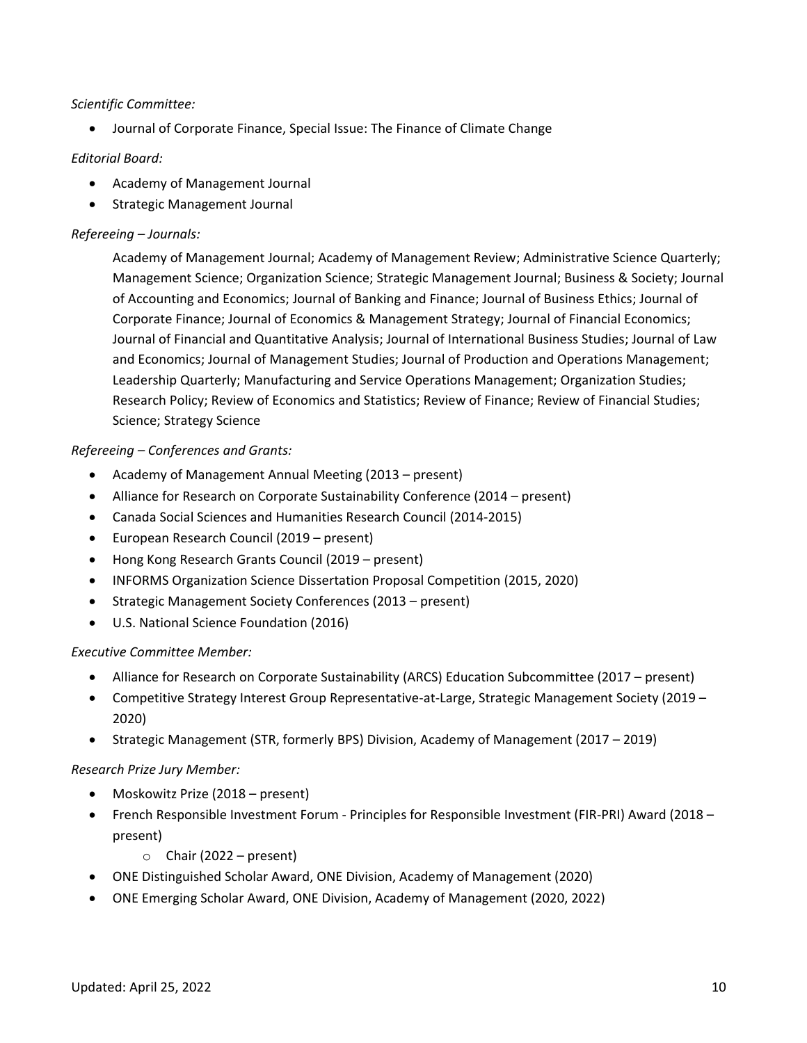*Scientific Committee:*

- Journal of Corporate Finance, Special Issue: The Finance of Climate Change

*Editorial Board:*

- Academy of Management Journal
- Strategic Management Journal

*Refereeing – Journals:*

Academy of Management Journal; Academy of Management Review; Administrative Science Quarterly; Management Science; Organization Science; Strategic Management Journal; Business & Society; Journal of Accounting and Economics; Journal of Banking and Finance; Journal of Business Ethics; Journal of Corporate Finance; Journal of Economics & Management Strategy; Journal of Financial Economics; Journal of Financial and Quantitative Analysis; Journal of International Business Studies; Journal of Law and Economics; Journal of Management Studies; Journal of Production and Operations Management; Leadership Quarterly; Manufacturing and Service Operations Management; Organization Studies; Research Policy; Review of Economics and Statistics; Review of Finance; Review of Financial Studies; Science; Strategy Science

*Refereeing – Conferences and Grants:*

- Academy of Management Annual Meeting (2013 – present)
- Alliance for Research on Corporate Sustainability Conference (2014 – present)
- Canada Social Sciences and Humanities Research Council (2014-2015)
- European Research Council (2019 – present)
- Hong Kong Research Grants Council (2019 – present)
- INFORMS Organization Science Dissertation Proposal Competition (2015, 2020)
- Strategic Management Society Conferences (2013 – present)
- U.S. National Science Foundation (2016)

*Executive Committee Member:*

- Alliance for Research on Corporate Sustainability (ARCS) Education Subcommittee (2017 – present)
- Competitive Strategy Interest Group Representative-at-Large, Strategic Management Society (2019 – 2020)
- Strategic Management (STR, formerly BPS) Division, Academy of Management (2017 – 2019)

*Research Prize Jury Member:*

- Moskowitz Prize (2018 – present)
- French Responsible Investment Forum - Principles for Responsible Investment (FIR-PRI) Award (2018 – present)
    - Chair (2022 – present)
- ONE Distinguished Scholar Award, ONE Division, Academy of Management (2020)
- ONE Emerging Scholar Award, ONE Division, Academy of Management (2020, 2022)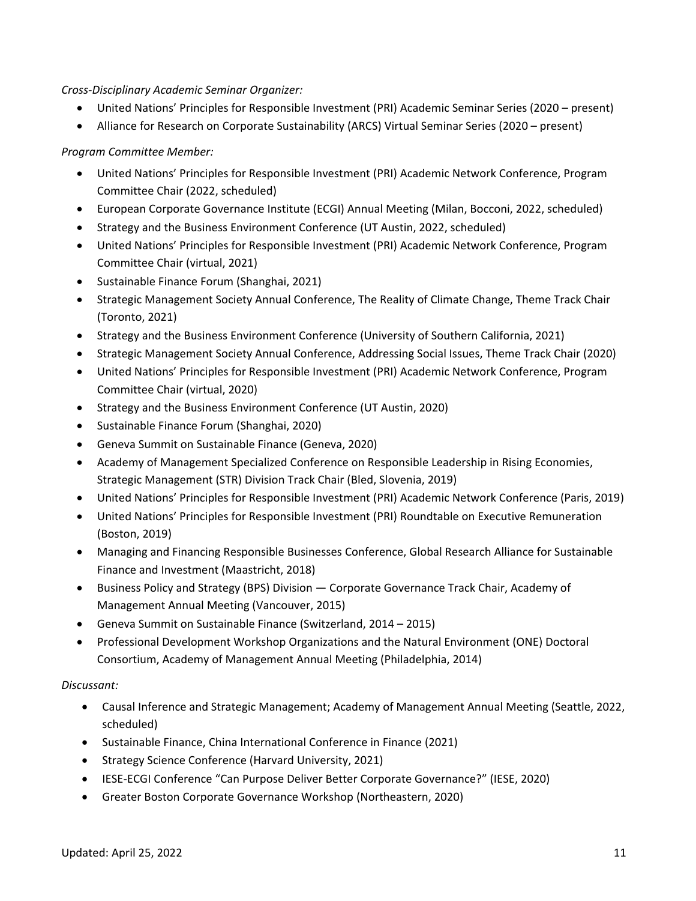*Cross-Disciplinary Academic Seminar Organizer:*

- United Nations' Principles for Responsible Investment (PRI) Academic Seminar Series (2020 – present)
- Alliance for Research on Corporate Sustainability (ARCS) Virtual Seminar Series (2020 – present)

*Program Committee Member:*

- United Nations' Principles for Responsible Investment (PRI) Academic Network Conference, Program Committee Chair (2022, scheduled)
- European Corporate Governance Institute (ECGI) Annual Meeting (Milan, Bocconi, 2022, scheduled)
- Strategy and the Business Environment Conference (UT Austin, 2022, scheduled)
- United Nations' Principles for Responsible Investment (PRI) Academic Network Conference, Program Committee Chair (virtual, 2021)
- Sustainable Finance Forum (Shanghai, 2021)
- Strategic Management Society Annual Conference, The Reality of Climate Change, Theme Track Chair (Toronto, 2021)
- Strategy and the Business Environment Conference (University of Southern California, 2021)
- Strategic Management Society Annual Conference, Addressing Social Issues, Theme Track Chair (2020)
- United Nations' Principles for Responsible Investment (PRI) Academic Network Conference, Program Committee Chair (virtual, 2020)
- Strategy and the Business Environment Conference (UT Austin, 2020)
- Sustainable Finance Forum (Shanghai, 2020)
- Geneva Summit on Sustainable Finance (Geneva, 2020)
- Academy of Management Specialized Conference on Responsible Leadership in Rising Economies, Strategic Management (STR) Division Track Chair (Bled, Slovenia, 2019)
- United Nations' Principles for Responsible Investment (PRI) Academic Network Conference (Paris, 2019)
- United Nations' Principles for Responsible Investment (PRI) Roundtable on Executive Remuneration (Boston, 2019)
- Managing and Financing Responsible Businesses Conference, Global Research Alliance for Sustainable Finance and Investment (Maastricht, 2018)
- Business Policy and Strategy (BPS) Division — Corporate Governance Track Chair, Academy of Management Annual Meeting (Vancouver, 2015)
- Geneva Summit on Sustainable Finance (Switzerland, 2014 – 2015)
- Professional Development Workshop Organizations and the Natural Environment (ONE) Doctoral Consortium, Academy of Management Annual Meeting (Philadelphia, 2014)

*Discussant:*

- Causal Inference and Strategic Management; Academy of Management Annual Meeting (Seattle, 2022, scheduled)
- Sustainable Finance, China International Conference in Finance (2021)
- Strategy Science Conference (Harvard University, 2021)
- IESE-ECGI Conference "Can Purpose Deliver Better Corporate Governance?" (IESE, 2020)
- Greater Boston Corporate Governance Workshop (Northeastern, 2020)

Updated: April 25, 2022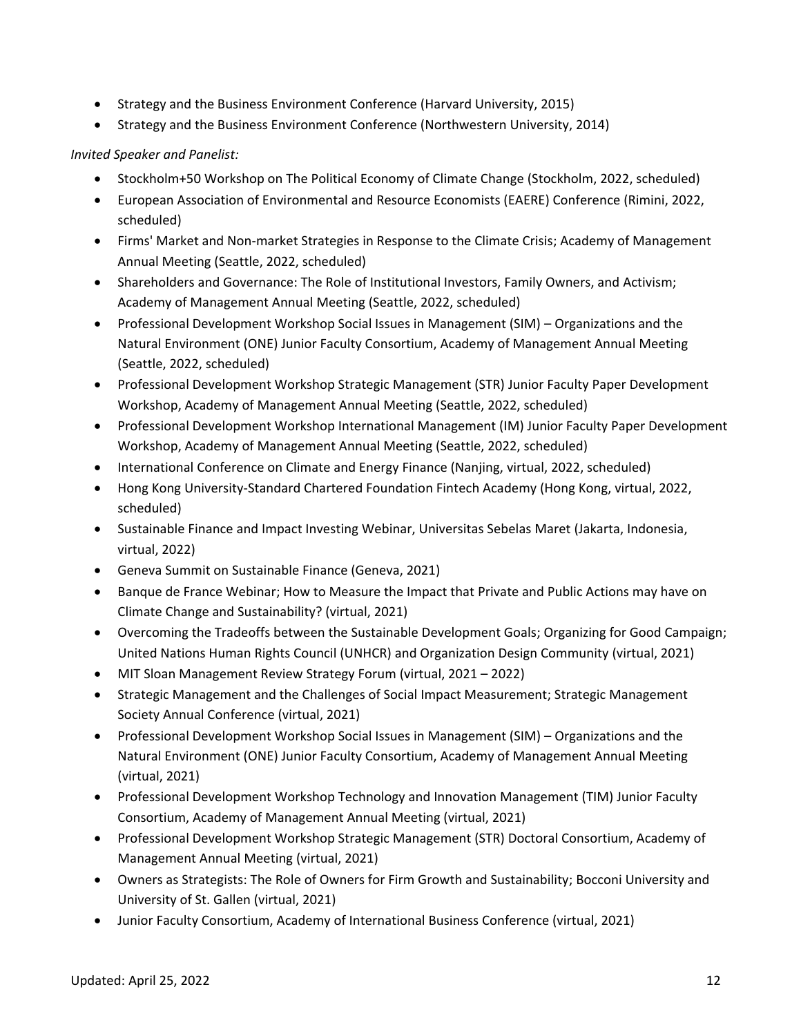- Strategy and the Business Environment Conference (Harvard University, 2015)
- Strategy and the Business Environment Conference (Northwestern University, 2014)

*Invited Speaker and Panelist:*

- Stockholm+50 Workshop on The Political Economy of Climate Change (Stockholm, 2022, scheduled)
- European Association of Environmental and Resource Economists (EAERE) Conference (Rimini, 2022, scheduled)
- Firms' Market and Non-market Strategies in Response to the Climate Crisis; Academy of Management Annual Meeting (Seattle, 2022, scheduled)
- Shareholders and Governance: The Role of Institutional Investors, Family Owners, and Activism; Academy of Management Annual Meeting (Seattle, 2022, scheduled)
- Professional Development Workshop Social Issues in Management (SIM) – Organizations and the Natural Environment (ONE) Junior Faculty Consortium, Academy of Management Annual Meeting (Seattle, 2022, scheduled)
- Professional Development Workshop Strategic Management (STR) Junior Faculty Paper Development Workshop, Academy of Management Annual Meeting (Seattle, 2022, scheduled)
- Professional Development Workshop International Management (IM) Junior Faculty Paper Development Workshop, Academy of Management Annual Meeting (Seattle, 2022, scheduled)
- International Conference on Climate and Energy Finance (Nanjing, virtual, 2022, scheduled)
- Hong Kong University-Standard Chartered Foundation Fintech Academy (Hong Kong, virtual, 2022, scheduled)
- Sustainable Finance and Impact Investing Webinar, Universitas Sebelas Maret (Jakarta, Indonesia, virtual, 2022)
- Geneva Summit on Sustainable Finance (Geneva, 2021)
- Banque de France Webinar; How to Measure the Impact that Private and Public Actions may have on Climate Change and Sustainability? (virtual, 2021)
- Overcoming the Tradeoffs between the Sustainable Development Goals; Organizing for Good Campaign; United Nations Human Rights Council (UNHCR) and Organization Design Community (virtual, 2021)
- MIT Sloan Management Review Strategy Forum (virtual, 2021 – 2022)
- Strategic Management and the Challenges of Social Impact Measurement; Strategic Management Society Annual Conference (virtual, 2021)
- Professional Development Workshop Social Issues in Management (SIM) – Organizations and the Natural Environment (ONE) Junior Faculty Consortium, Academy of Management Annual Meeting (virtual, 2021)
- Professional Development Workshop Technology and Innovation Management (TIM) Junior Faculty Consortium, Academy of Management Annual Meeting (virtual, 2021)
- Professional Development Workshop Strategic Management (STR) Doctoral Consortium, Academy of Management Annual Meeting (virtual, 2021)
- Owners as Strategists: The Role of Owners for Firm Growth and Sustainability; Bocconi University and University of St. Gallen (virtual, 2021)
- Junior Faculty Consortium, Academy of International Business Conference (virtual, 2021)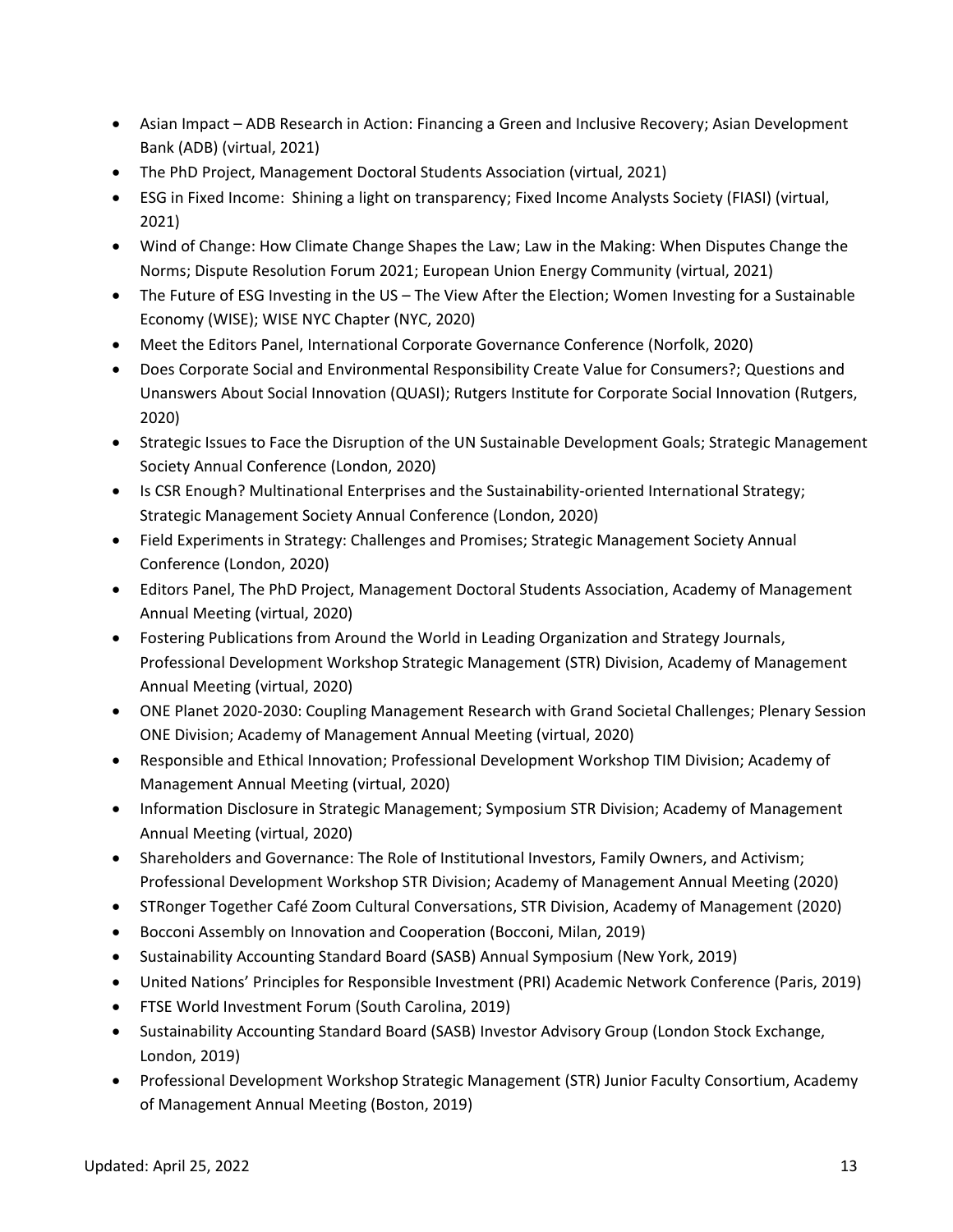- Asian Impact – ADB Research in Action: Financing a Green and Inclusive Recovery; Asian Development Bank (ADB) (virtual, 2021)
- The PhD Project, Management Doctoral Students Association (virtual, 2021)
- ESG in Fixed Income: Shining a light on transparency; Fixed Income Analysts Society (FIASI) (virtual, 2021)
- Wind of Change: How Climate Change Shapes the Law; Law in the Making: When Disputes Change the Norms; Dispute Resolution Forum 2021; European Union Energy Community (virtual, 2021)
- The Future of ESG Investing in the US – The View After the Election; Women Investing for a Sustainable Economy (WISE); WISE NYC Chapter (NYC, 2020)
- Meet the Editors Panel, International Corporate Governance Conference (Norfolk, 2020)
- Does Corporate Social and Environmental Responsibility Create Value for Consumers?; Questions and Unanswers About Social Innovation (QUASI); Rutgers Institute for Corporate Social Innovation (Rutgers, 2020)
- Strategic Issues to Face the Disruption of the UN Sustainable Development Goals; Strategic Management Society Annual Conference (London, 2020)
- Is CSR Enough? Multinational Enterprises and the Sustainability-oriented International Strategy; Strategic Management Society Annual Conference (London, 2020)
- Field Experiments in Strategy: Challenges and Promises; Strategic Management Society Annual Conference (London, 2020)
- Editors Panel, The PhD Project, Management Doctoral Students Association, Academy of Management Annual Meeting (virtual, 2020)
- Fostering Publications from Around the World in Leading Organization and Strategy Journals, Professional Development Workshop Strategic Management (STR) Division, Academy of Management Annual Meeting (virtual, 2020)
- ONE Planet 2020-2030: Coupling Management Research with Grand Societal Challenges; Plenary Session ONE Division; Academy of Management Annual Meeting (virtual, 2020)
- Responsible and Ethical Innovation; Professional Development Workshop TIM Division; Academy of Management Annual Meeting (virtual, 2020)
- Information Disclosure in Strategic Management; Symposium STR Division; Academy of Management Annual Meeting (virtual, 2020)
- Shareholders and Governance: The Role of Institutional Investors, Family Owners, and Activism; Professional Development Workshop STR Division; Academy of Management Annual Meeting (2020)
- STRonger Together Café Zoom Cultural Conversations, STR Division, Academy of Management (2020)
- Bocconi Assembly on Innovation and Cooperation (Bocconi, Milan, 2019)
- Sustainability Accounting Standard Board (SASB) Annual Symposium (New York, 2019)
- United Nations' Principles for Responsible Investment (PRI) Academic Network Conference (Paris, 2019)
- FTSE World Investment Forum (South Carolina, 2019)
- Sustainability Accounting Standard Board (SASB) Investor Advisory Group (London Stock Exchange, London, 2019)
- Professional Development Workshop Strategic Management (STR) Junior Faculty Consortium, Academy of Management Annual Meeting (Boston, 2019)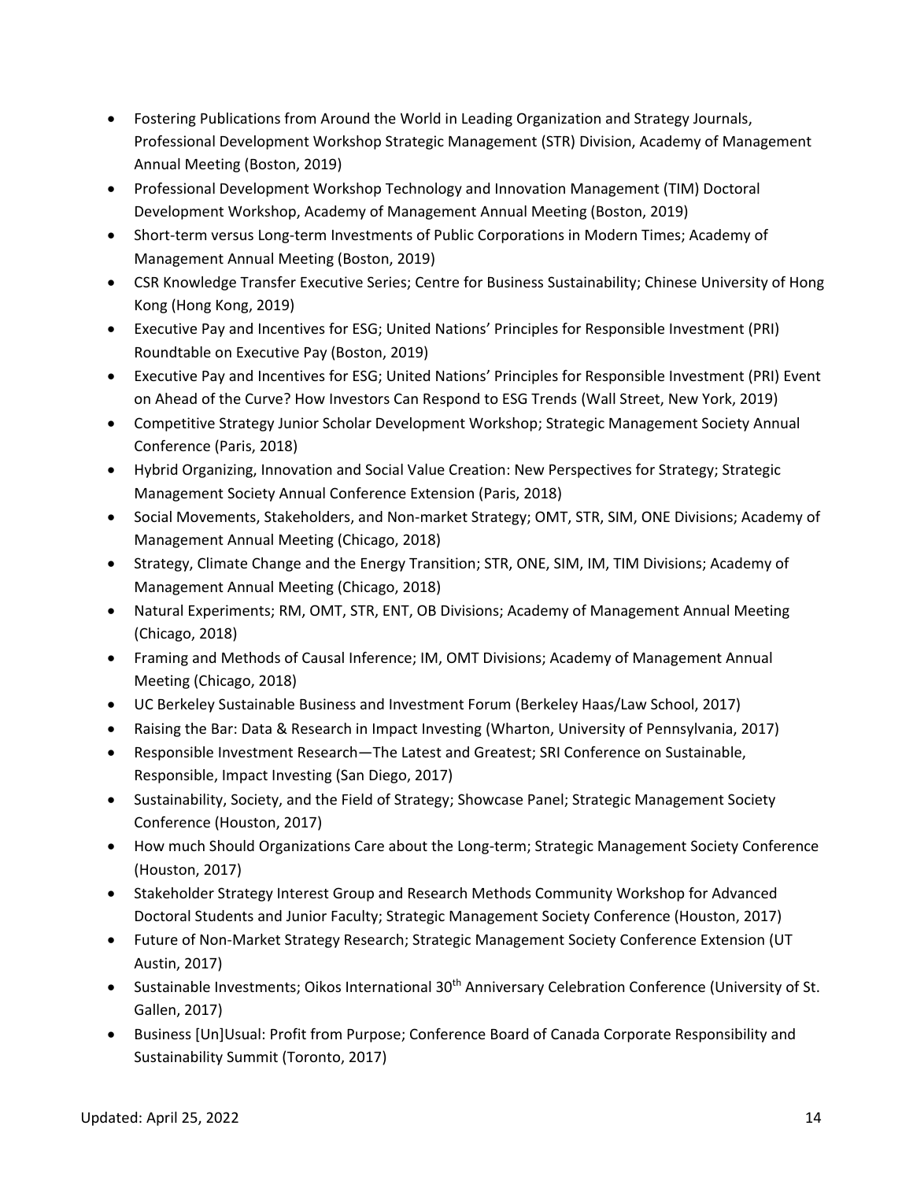- Fostering Publications from Around the World in Leading Organization and Strategy Journals, Professional Development Workshop Strategic Management (STR) Division, Academy of Management Annual Meeting (Boston, 2019)
- Professional Development Workshop Technology and Innovation Management (TIM) Doctoral Development Workshop, Academy of Management Annual Meeting (Boston, 2019)
- Short-term versus Long-term Investments of Public Corporations in Modern Times; Academy of Management Annual Meeting (Boston, 2019)
- CSR Knowledge Transfer Executive Series; Centre for Business Sustainability; Chinese University of Hong Kong (Hong Kong, 2019)
- Executive Pay and Incentives for ESG; United Nations' Principles for Responsible Investment (PRI) Roundtable on Executive Pay (Boston, 2019)
- Executive Pay and Incentives for ESG; United Nations' Principles for Responsible Investment (PRI) Event on Ahead of the Curve? How Investors Can Respond to ESG Trends (Wall Street, New York, 2019)
- Competitive Strategy Junior Scholar Development Workshop; Strategic Management Society Annual Conference (Paris, 2018)
- Hybrid Organizing, Innovation and Social Value Creation: New Perspectives for Strategy; Strategic Management Society Annual Conference Extension (Paris, 2018)
- Social Movements, Stakeholders, and Non-market Strategy; OMT, STR, SIM, ONE Divisions; Academy of Management Annual Meeting (Chicago, 2018)
- Strategy, Climate Change and the Energy Transition; STR, ONE, SIM, IM, TIM Divisions; Academy of Management Annual Meeting (Chicago, 2018)
- Natural Experiments; RM, OMT, STR, ENT, OB Divisions; Academy of Management Annual Meeting (Chicago, 2018)
- Framing and Methods of Causal Inference; IM, OMT Divisions; Academy of Management Annual Meeting (Chicago, 2018)
- UC Berkeley Sustainable Business and Investment Forum (Berkeley Haas/Law School, 2017)
- Raising the Bar: Data & Research in Impact Investing (Wharton, University of Pennsylvania, 2017)
- Responsible Investment Research—The Latest and Greatest; SRI Conference on Sustainable, Responsible, Impact Investing (San Diego, 2017)
- Sustainability, Society, and the Field of Strategy; Showcase Panel; Strategic Management Society Conference (Houston, 2017)
- How much Should Organizations Care about the Long-term; Strategic Management Society Conference (Houston, 2017)
- Stakeholder Strategy Interest Group and Research Methods Community Workshop for Advanced Doctoral Students and Junior Faculty; Strategic Management Society Conference (Houston, 2017)
- Future of Non-Market Strategy Research; Strategic Management Society Conference Extension (UT Austin, 2017)
- Sustainable Investments; Oikos International 30th Anniversary Celebration Conference (University of St. Gallen, 2017)
- Business [Un]Usual: Profit from Purpose; Conference Board of Canada Corporate Responsibility and Sustainability Summit (Toronto, 2017)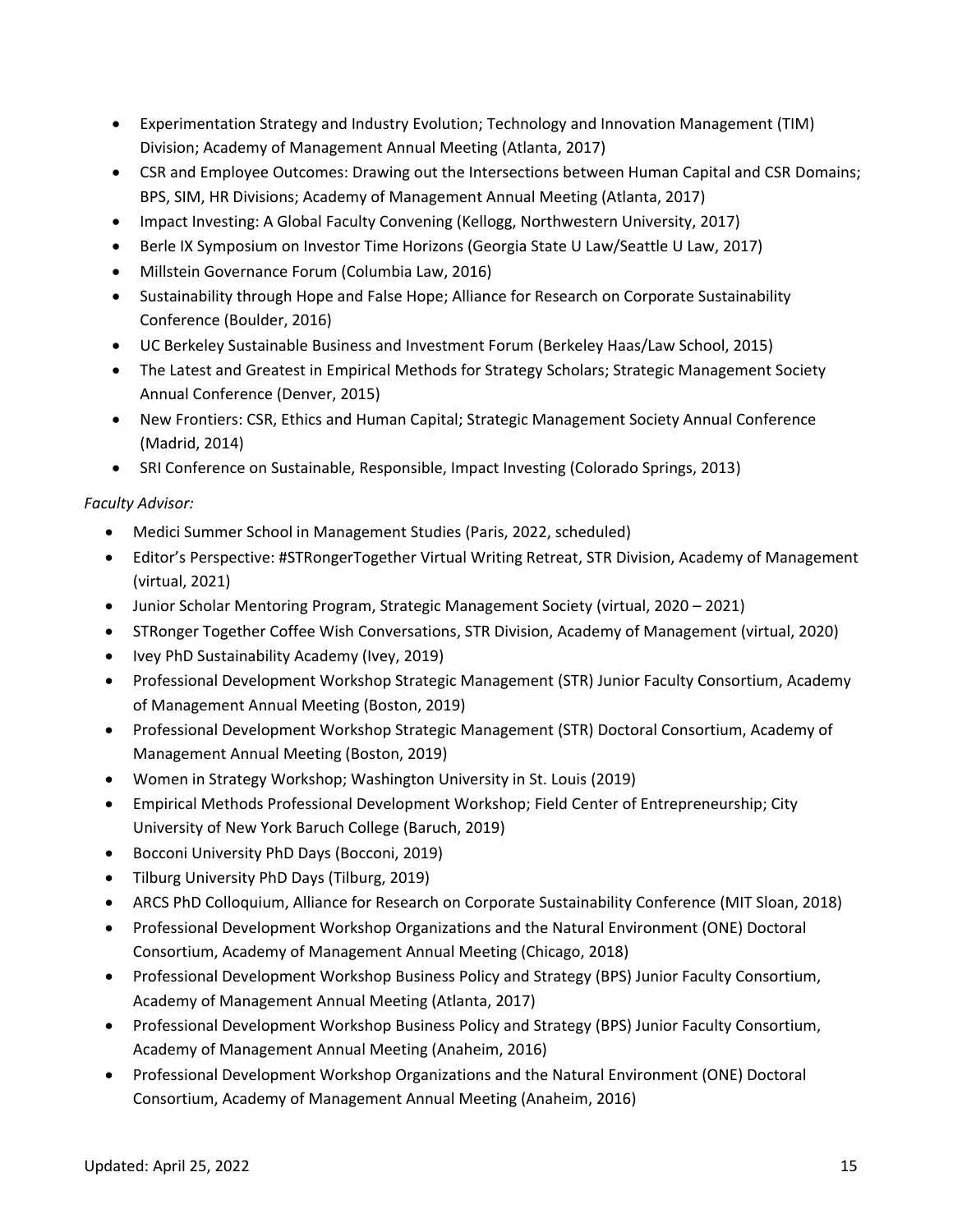- Experimentation Strategy and Industry Evolution; Technology and Innovation Management (TIM) Division; Academy of Management Annual Meeting (Atlanta, 2017)
- CSR and Employee Outcomes: Drawing out the Intersections between Human Capital and CSR Domains; BPS, SIM, HR Divisions; Academy of Management Annual Meeting (Atlanta, 2017)
- Impact Investing: A Global Faculty Convening (Kellogg, Northwestern University, 2017)
- Berle IX Symposium on Investor Time Horizons (Georgia State U Law/Seattle U Law, 2017)
- Millstein Governance Forum (Columbia Law, 2016)
- Sustainability through Hope and False Hope; Alliance for Research on Corporate Sustainability Conference (Boulder, 2016)
- UC Berkeley Sustainable Business and Investment Forum (Berkeley Haas/Law School, 2015)
- The Latest and Greatest in Empirical Methods for Strategy Scholars; Strategic Management Society Annual Conference (Denver, 2015)
- New Frontiers: CSR, Ethics and Human Capital; Strategic Management Society Annual Conference (Madrid, 2014)
- SRI Conference on Sustainable, Responsible, Impact Investing (Colorado Springs, 2013)

*Faculty Advisor:*

- Medici Summer School in Management Studies (Paris, 2022, scheduled)
- Editor's Perspective: #STRongerTogether Virtual Writing Retreat, STR Division, Academy of Management (virtual, 2021)
- Junior Scholar Mentoring Program, Strategic Management Society (virtual, 2020 – 2021)
- STRonger Together Coffee Wish Conversations, STR Division, Academy of Management (virtual, 2020)
- Ivey PhD Sustainability Academy (Ivey, 2019)
- Professional Development Workshop Strategic Management (STR) Junior Faculty Consortium, Academy of Management Annual Meeting (Boston, 2019)
- Professional Development Workshop Strategic Management (STR) Doctoral Consortium, Academy of Management Annual Meeting (Boston, 2019)
- Women in Strategy Workshop; Washington University in St. Louis (2019)
- Empirical Methods Professional Development Workshop; Field Center of Entrepreneurship; City University of New York Baruch College (Baruch, 2019)
- Bocconi University PhD Days (Bocconi, 2019)
- Tilburg University PhD Days (Tilburg, 2019)
- ARCS PhD Colloquium, Alliance for Research on Corporate Sustainability Conference (MIT Sloan, 2018)
- Professional Development Workshop Organizations and the Natural Environment (ONE) Doctoral Consortium, Academy of Management Annual Meeting (Chicago, 2018)
- Professional Development Workshop Business Policy and Strategy (BPS) Junior Faculty Consortium, Academy of Management Annual Meeting (Atlanta, 2017)
- Professional Development Workshop Business Policy and Strategy (BPS) Junior Faculty Consortium, Academy of Management Annual Meeting (Anaheim, 2016)
- Professional Development Workshop Organizations and the Natural Environment (ONE) Doctoral Consortium, Academy of Management Annual Meeting (Anaheim, 2016)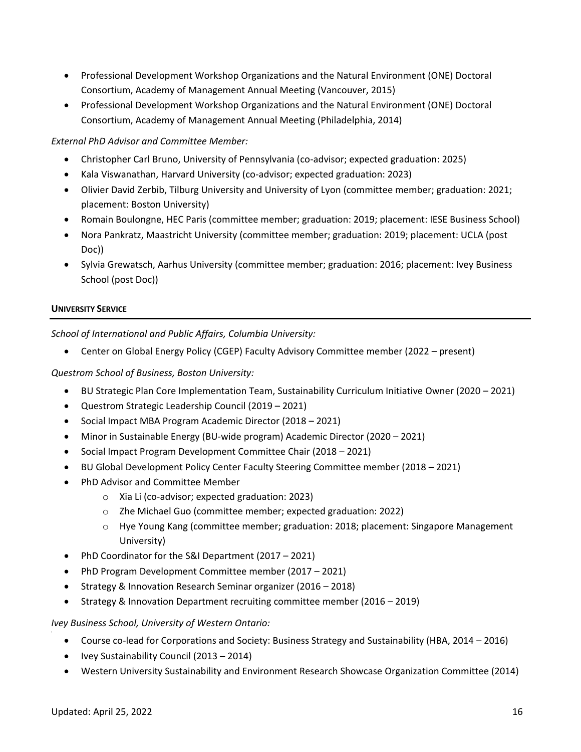- Professional Development Workshop Organizations and the Natural Environment (ONE) Doctoral Consortium, Academy of Management Annual Meeting (Vancouver, 2015)
- Professional Development Workshop Organizations and the Natural Environment (ONE) Doctoral Consortium, Academy of Management Annual Meeting (Philadelphia, 2014)

*External PhD Advisor and Committee Member:*

- Christopher Carl Bruno, University of Pennsylvania (co-advisor; expected graduation: 2025)
- Kala Viswanathan, Harvard University (co-advisor; expected graduation: 2023)
- Olivier David Zerbib, Tilburg University and University of Lyon (committee member; graduation: 2021; placement: Boston University)
- Romain Boulongne, HEC Paris (committee member; graduation: 2019; placement: IESE Business School)
- Nora Pankratz, Maastricht University (committee member; graduation: 2019; placement: UCLA (post Doc))
- Sylvia Grewatsch, Aarhus University (committee member; graduation: 2016; placement: Ivey Business School (post Doc))

## UNIVERSITY SERVICE

*School of International and Public Affairs, Columbia University:*

- Center on Global Energy Policy (CGEP) Faculty Advisory Committee member (2022 – present)

*Questrom School of Business, Boston University:*

- BU Strategic Plan Core Implementation Team, Sustainability Curriculum Initiative Owner (2020 – 2021)
- Questrom Strategic Leadership Council (2019 – 2021)
- Social Impact MBA Program Academic Director (2018 – 2021)
- Minor in Sustainable Energy (BU-wide program) Academic Director (2020 – 2021)
- Social Impact Program Development Committee Chair (2018 – 2021)
- BU Global Development Policy Center Faculty Steering Committee member (2018 – 2021)
- PhD Advisor and Committee Member
  - Xia Li (co-advisor; expected graduation: 2023)
  - Zhe Michael Guo (committee member; expected graduation: 2022)
  - Hye Young Kang (committee member; graduation: 2018; placement: Singapore Management University)
- PhD Coordinator for the S&I Department (2017 – 2021)
- PhD Program Development Committee member (2017 – 2021)
- Strategy & Innovation Research Seminar organizer (2016 – 2018)
- Strategy & Innovation Department recruiting committee member (2016 – 2019)

*Ivey Business School, University of Western Ontario:*

- Course co-lead for Corporations and Society: Business Strategy and Sustainability (HBA, 2014 – 2016)
- Ivey Sustainability Council (2013 – 2014)
- Western University Sustainability and Environment Research Showcase Organization Committee (2014)

Updated: April 25, 2022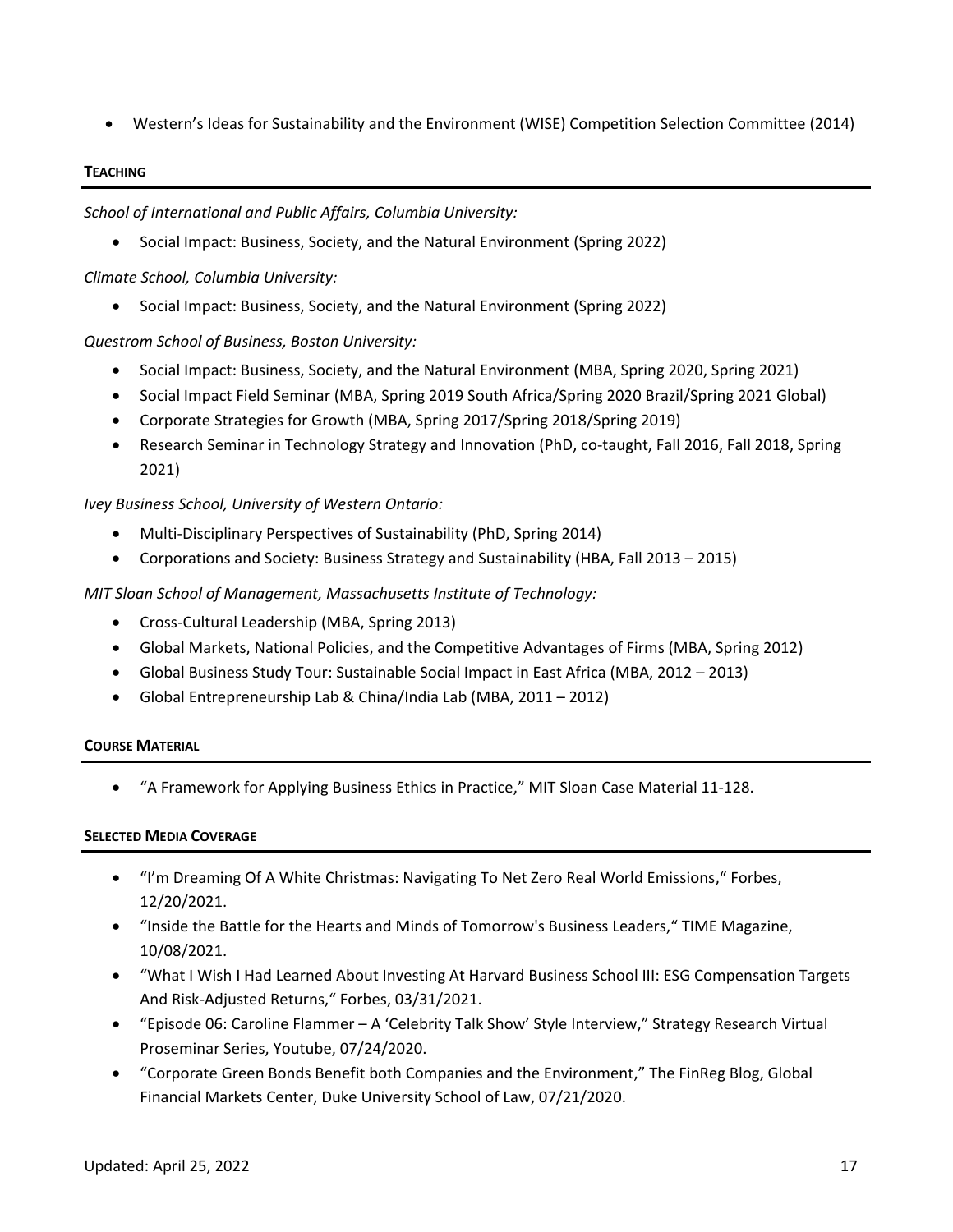- Western's Ideas for Sustainability and the Environment (WISE) Competition Selection Committee (2014)

## TEACHING

*School of International and Public Affairs, Columbia University:*

- Social Impact: Business, Society, and the Natural Environment (Spring 2022)

*Climate School, Columbia University:*

- Social Impact: Business, Society, and the Natural Environment (Spring 2022)

*Questrom School of Business, Boston University:*

- Social Impact: Business, Society, and the Natural Environment (MBA, Spring 2020, Spring 2021)
- Social Impact Field Seminar (MBA, Spring 2019 South Africa/Spring 2020 Brazil/Spring 2021 Global)
- Corporate Strategies for Growth (MBA, Spring 2017/Spring 2018/Spring 2019)
- Research Seminar in Technology Strategy and Innovation (PhD, co-taught, Fall 2016, Fall 2018, Spring 2021)

*Ivey Business School, University of Western Ontario:*

- Multi-Disciplinary Perspectives of Sustainability (PhD, Spring 2014)
- Corporations and Society: Business Strategy and Sustainability (HBA, Fall 2013 – 2015)

*MIT Sloan School of Management, Massachusetts Institute of Technology:*

- Cross-Cultural Leadership (MBA, Spring 2013)
- Global Markets, National Policies, and the Competitive Advantages of Firms (MBA, Spring 2012)
- Global Business Study Tour: Sustainable Social Impact in East Africa (MBA, 2012 – 2013)
- Global Entrepreneurship Lab & China/India Lab (MBA, 2011 – 2012)

## COURSE MATERIAL

- "A Framework for Applying Business Ethics in Practice," MIT Sloan Case Material 11-128.

## SELECTED MEDIA COVERAGE

- "I'm Dreaming Of A White Christmas: Navigating To Net Zero Real World Emissions," Forbes, 12/20/2021.
- "Inside the Battle for the Hearts and Minds of Tomorrow's Business Leaders," TIME Magazine, 10/08/2021.
- "What I Wish I Had Learned About Investing At Harvard Business School III: ESG Compensation Targets And Risk-Adjusted Returns," Forbes, 03/31/2021.
- "Episode 06: Caroline Flammer – A 'Celebrity Talk Show' Style Interview," Strategy Research Virtual Proseminar Series, Youtube, 07/24/2020.
- "Corporate Green Bonds Benefit both Companies and the Environment," The FinReg Blog, Global Financial Markets Center, Duke University School of Law, 07/21/2020.

Updated: April 25, 2022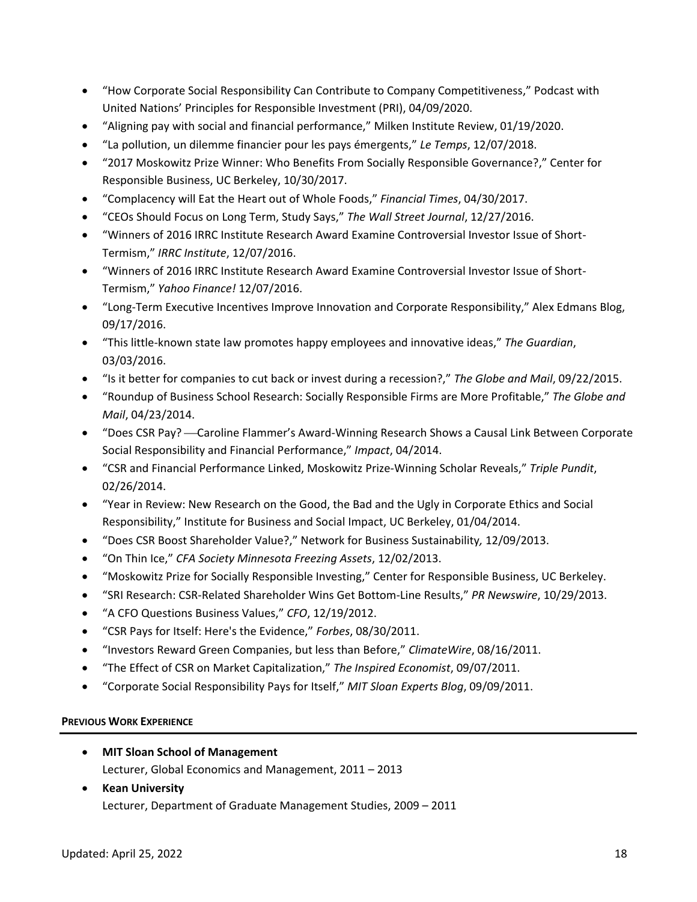- "How Corporate Social Responsibility Can Contribute to Company Competitiveness," Podcast with United Nations' Principles for Responsible Investment (PRI), 04/09/2020.
- "Aligning pay with social and financial performance," Milken Institute Review, 01/19/2020.
- "La pollution, un dilemme financier pour les pays émergents," *Le Temps*, 12/07/2018.
- "2017 Moskowitz Prize Winner: Who Benefits From Socially Responsible Governance?," Center for Responsible Business, UC Berkeley, 10/30/2017.
- "Complacency will Eat the Heart out of Whole Foods," *Financial Times*, 04/30/2017.
- "CEOs Should Focus on Long Term, Study Says," *The Wall Street Journal*, 12/27/2016.
- "Winners of 2016 IRRC Institute Research Award Examine Controversial Investor Issue of Short-Termism," *IRRC Institute*, 12/07/2016.
- "Winners of 2016 IRRC Institute Research Award Examine Controversial Investor Issue of Short-Termism," *Yahoo Finance!* 12/07/2016.
- "Long-Term Executive Incentives Improve Innovation and Corporate Responsibility," Alex Edmans Blog, 09/17/2016.
- "This little-known state law promotes happy employees and innovative ideas," *The Guardian*, 03/03/2016.
- "Is it better for companies to cut back or invest during a recession?," *The Globe and Mail*, 09/22/2015.
- "Roundup of Business School Research: Socially Responsible Firms are More Profitable," *The Globe and Mail*, 04/23/2014.
- "Does CSR Pay? — Caroline Flammer's Award-Winning Research Shows a Causal Link Between Corporate Social Responsibility and Financial Performance," *Impact*, 04/2014.
- "CSR and Financial Performance Linked, Moskowitz Prize-Winning Scholar Reveals," *Triple Pundit*, 02/26/2014.
- "Year in Review: New Research on the Good, the Bad and the Ugly in Corporate Ethics and Social Responsibility," Institute for Business and Social Impact, UC Berkeley, 01/04/2014.
- "Does CSR Boost Shareholder Value?," Network for Business Sustainability*,* 12/09/2013.
- "On Thin Ice," *CFA Society Minnesota Freezing Assets*, 12/02/2013.
- "Moskowitz Prize for Socially Responsible Investing," Center for Responsible Business, UC Berkeley.
- "SRI Research: CSR-Related Shareholder Wins Get Bottom-Line Results," *PR Newswire*, 10/29/2013.
- "A CFO Questions Business Values," *CFO*, 12/19/2012.
- "CSR Pays for Itself: Here's the Evidence," *Forbes*, 08/30/2011.
- "Investors Reward Green Companies, but less than Before," *ClimateWire*, 08/16/2011.
- "The Effect of CSR on Market Capitalization," *The Inspired Economist*, 09/07/2011.
- "Corporate Social Responsibility Pays for Itself," *MIT Sloan Experts Blog*, 09/09/2011.

## PREVIOUS WORK EXPERIENCE

- **MIT Sloan School of Management**
  Lecturer, Global Economics and Management, 2011 – 2013
- **Kean University**
  Lecturer, Department of Graduate Management Studies, 2009 – 2011

Updated: April 25, 2022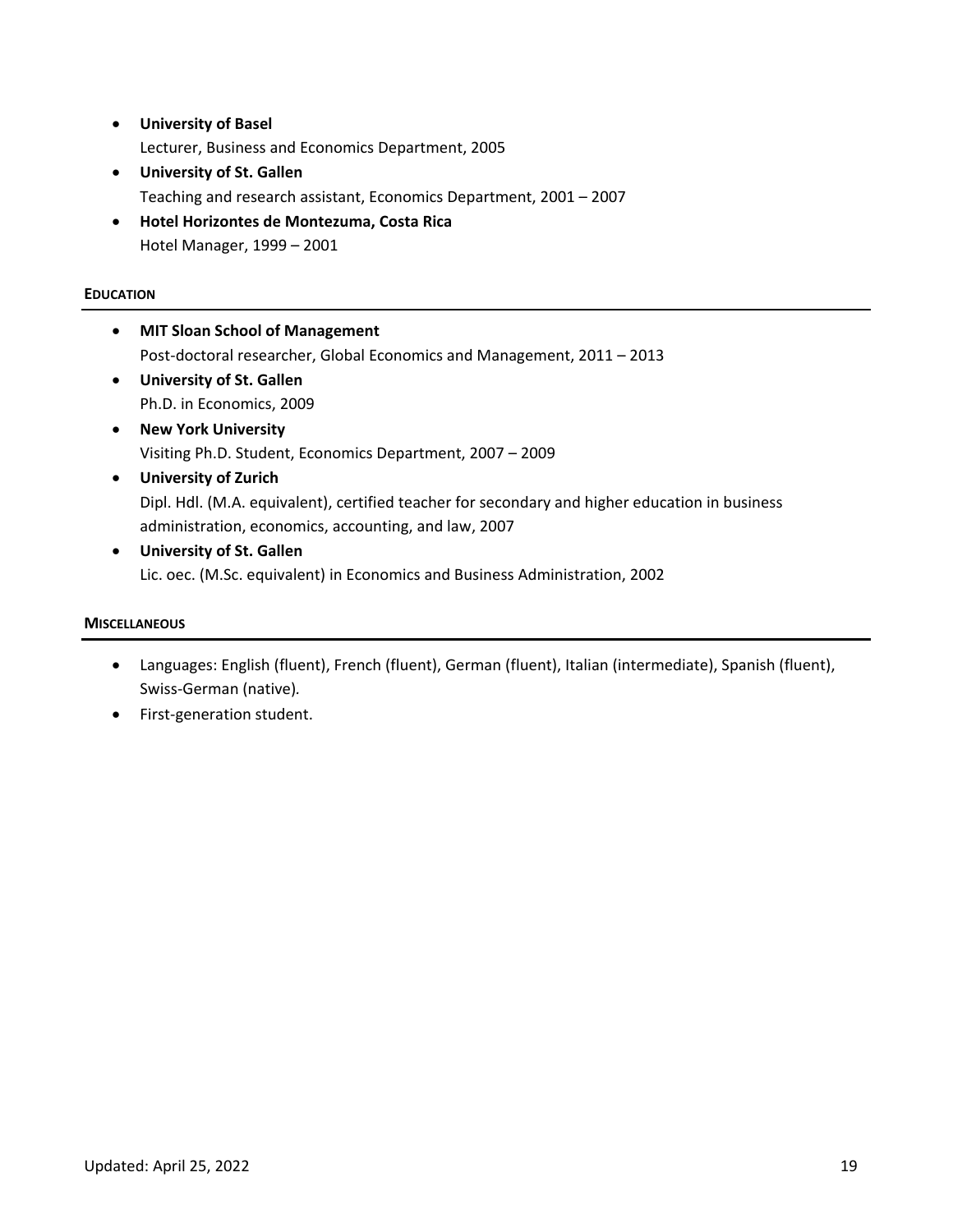- **University of Basel**
  Lecturer, Business and Economics Department, 2005
- **University of St. Gallen**
  Teaching and research assistant, Economics Department, 2001 – 2007
- **Hotel Horizontes de Montezuma, Costa Rica**
  Hotel Manager, 1999 – 2001

## EDUCATION

- **MIT Sloan School of Management**
  Post-doctoral researcher, Global Economics and Management, 2011 – 2013
- **University of St. Gallen**
  Ph.D. in Economics, 2009
- **New York University**
  Visiting Ph.D. Student, Economics Department, 2007 – 2009
- **University of Zurich**
  Dipl. Hdl. (M.A. equivalent), certified teacher for secondary and higher education in business administration, economics, accounting, and law, 2007
- **University of St. Gallen**
  Lic. oec. (M.Sc. equivalent) in Economics and Business Administration, 2002

## MISCELLANEOUS

- Languages: English (fluent), French (fluent), German (fluent), Italian (intermediate), Spanish (fluent), Swiss-German (native).
- First-generation student.